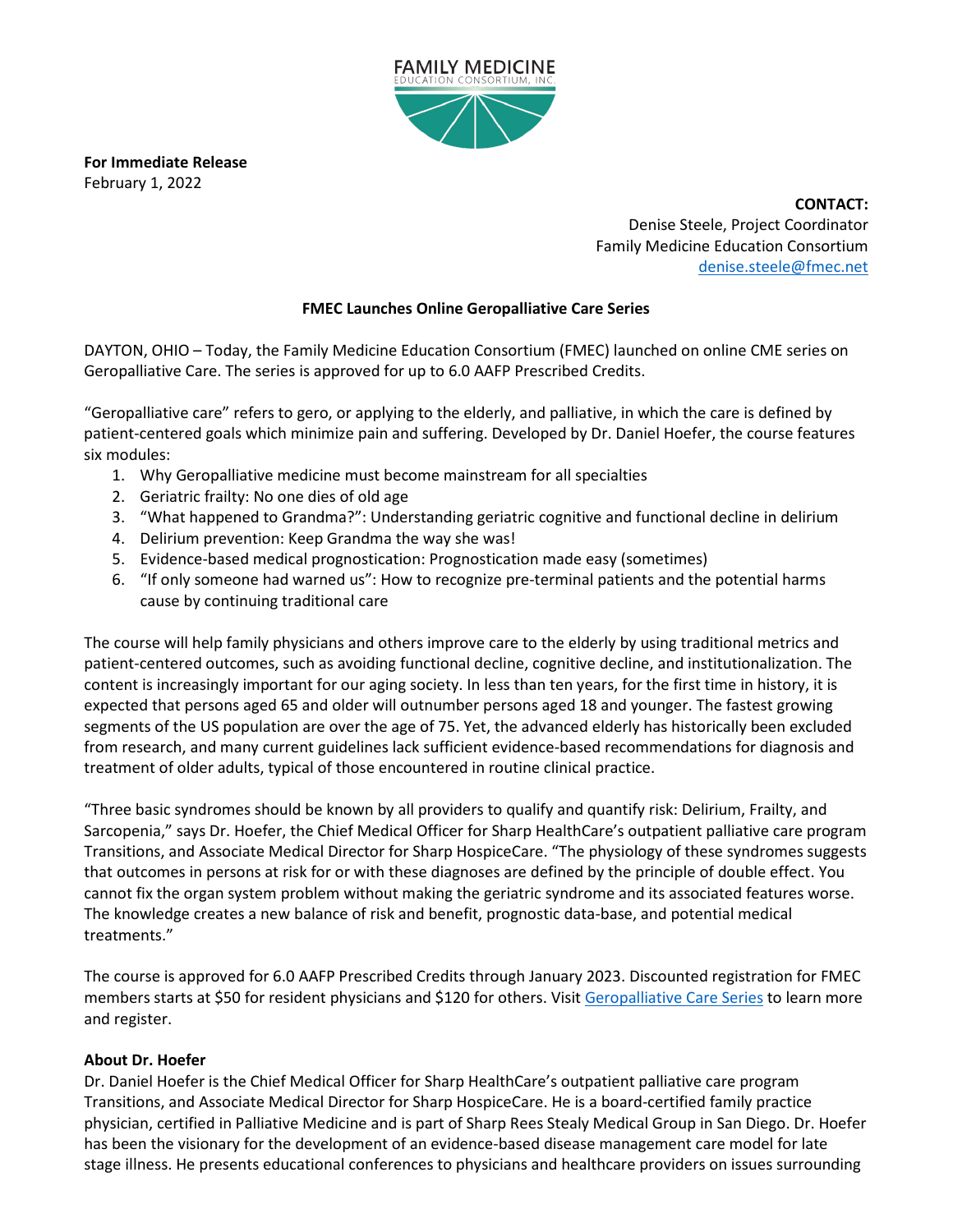FAMILY MEDICINE
EDUCATION CONSORTIUM, INC.

**For Immediate Release**
February 1, 2022

**CONTACT:**
Denise Steele, Project Coordinator
Family Medicine Education Consortium
denise.steele@fmec.net

**FMEC Launches Online Geropalliative Care Series**

DAYTON, OHIO – Today, the Family Medicine Education Consortium (FMEC) launched on online CME series on Geropalliative Care. The series is approved for up to 6.0 AAFP Prescribed Credits.

"Geropalliative care" refers to gero, or applying to the elderly, and palliative, in which the care is defined by patient-centered goals which minimize pain and suffering. Developed by Dr. Daniel Hoefer, the course features six modules:

1. Why Geropalliative medicine must become mainstream for all specialties
2. Geriatric frailty: No one dies of old age
3. "What happened to Grandma?": Understanding geriatric cognitive and functional decline in delirium
4. Delirium prevention: Keep Grandma the way she was!
5. Evidence-based medical prognostication: Prognostication made easy (sometimes)
6. "If only someone had warned us": How to recognize pre-terminal patients and the potential harms cause by continuing traditional care

The course will help family physicians and others improve care to the elderly by using traditional metrics and patient-centered outcomes, such as avoiding functional decline, cognitive decline, and institutionalization. The content is increasingly important for our aging society. In less than ten years, for the first time in history, it is expected that persons aged 65 and older will outnumber persons aged 18 and younger. The fastest growing segments of the US population are over the age of 75. Yet, the advanced elderly has historically been excluded from research, and many current guidelines lack sufficient evidence-based recommendations for diagnosis and treatment of older adults, typical of those encountered in routine clinical practice.

"Three basic syndromes should be known by all providers to qualify and quantify risk: Delirium, Frailty, and Sarcopenia," says Dr. Hoefer, the Chief Medical Officer for Sharp HealthCare's outpatient palliative care program Transitions, and Associate Medical Director for Sharp HospiceCare. "The physiology of these syndromes suggests that outcomes in persons at risk for or with these diagnoses are defined by the principle of double effect. You cannot fix the organ system problem without making the geriatric syndrome and its associated features worse. The knowledge creates a new balance of risk and benefit, prognostic data-base, and potential medical treatments."

The course is approved for 6.0 AAFP Prescribed Credits through January 2023. Discounted registration for FMEC members starts at $50 for resident physicians and $120 for others. Visit Geropalliative Care Series to learn more and register.

**About Dr. Hoefer**

Dr. Daniel Hoefer is the Chief Medical Officer for Sharp HealthCare's outpatient palliative care program Transitions, and Associate Medical Director for Sharp HospiceCare. He is a board-certified family practice physician, certified in Palliative Medicine and is part of Sharp Rees Stealy Medical Group in San Diego. Dr. Hoefer has been the visionary for the development of an evidence-based disease management care model for late stage illness. He presents educational conferences to physicians and healthcare providers on issues surrounding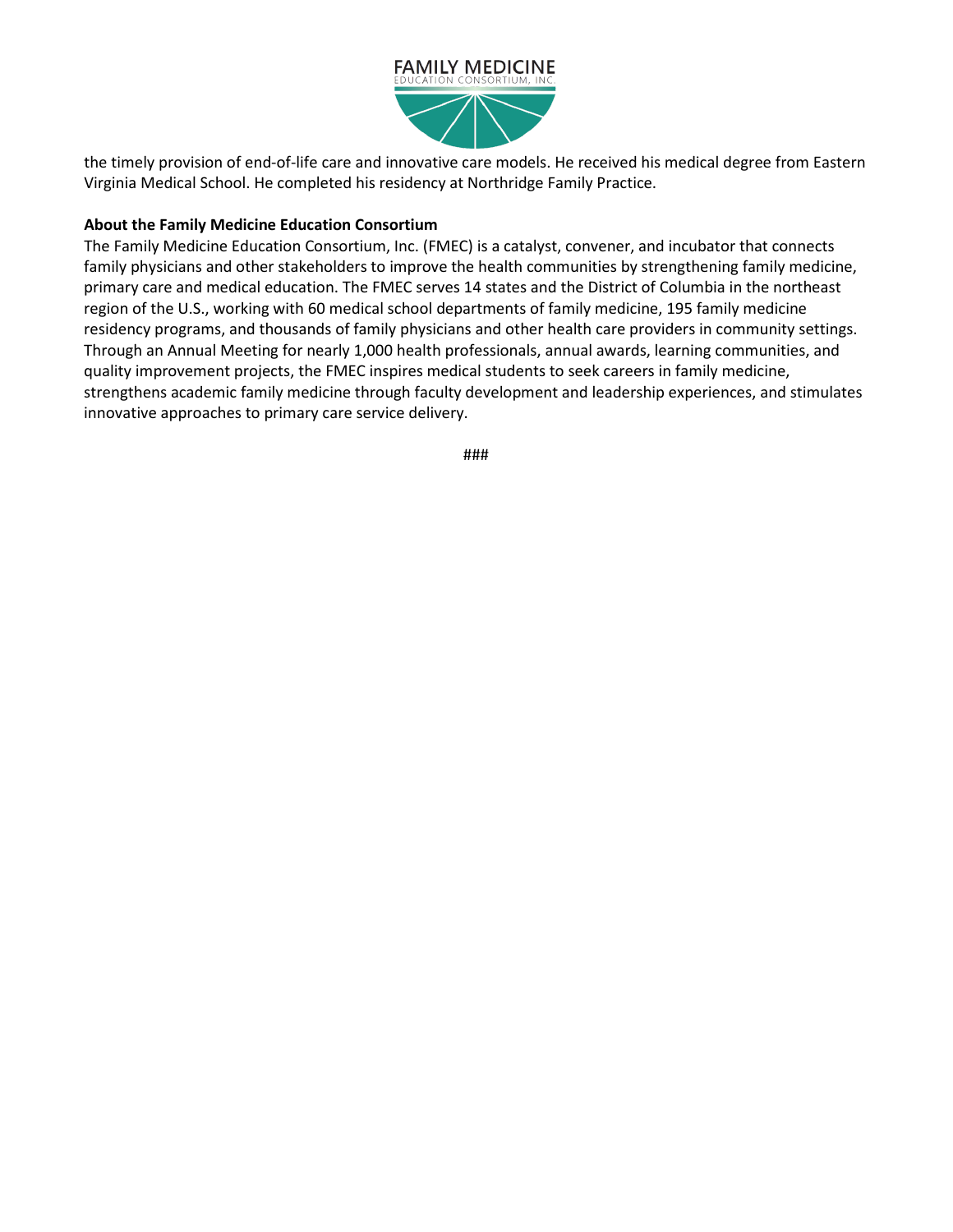the timely provision of end-of-life care and innovative care models. He received his medical degree from Eastern Virginia Medical School. He completed his residency at Northridge Family Practice.

**About the Family Medicine Education Consortium**

The Family Medicine Education Consortium, Inc. (FMEC) is a catalyst, convener, and incubator that connects family physicians and other stakeholders to improve the health communities by strengthening family medicine, primary care and medical education. The FMEC serves 14 states and the District of Columbia in the northeast region of the U.S., working with 60 medical school departments of family medicine, 195 family medicine residency programs, and thousands of family physicians and other health care providers in community settings. Through an Annual Meeting for nearly 1,000 health professionals, annual awards, learning communities, and quality improvement projects, the FMEC inspires medical students to seek careers in family medicine, strengthens academic family medicine through faculty development and leadership experiences, and stimulates innovative approaches to primary care service delivery.

###